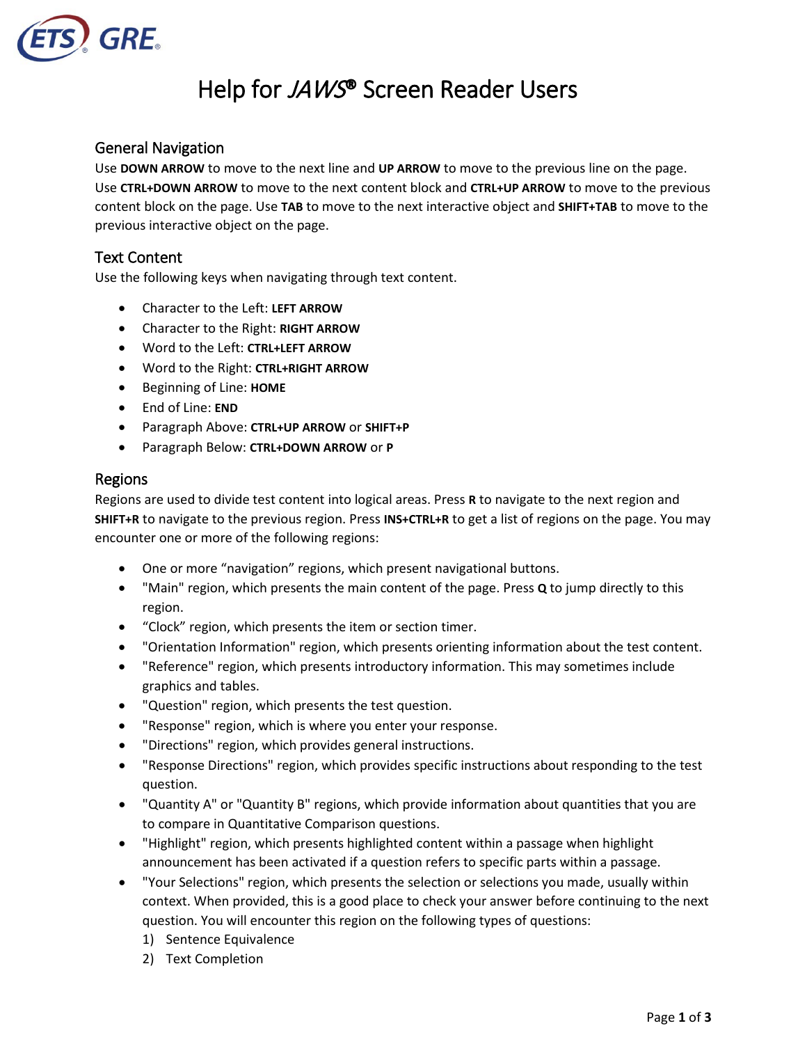# Help for *JAWS*® Screen Reader Users

## General Navigation

Use **DOWN ARROW** to move to the next line and **UP ARROW** to move to the previous line on the page. Use **CTRL+DOWN ARROW** to move to the next content block and **CTRL+UP ARROW** to move to the previous content block on the page. Use **TAB** to move to the next interactive object and **SHIFT+TAB** to move to the previous interactive object on the page.

## Text Content

Use the following keys when navigating through text content.

- Character to the Left: **LEFT ARROW**
- Character to the Right: **RIGHT ARROW**
- Word to the Left: **CTRL+LEFT ARROW**
- Word to the Right: **CTRL+RIGHT ARROW**
- Beginning of Line: **HOME**
- End of Line: **END**
- Paragraph Above: **CTRL+UP ARROW** or **SHIFT+P**
- Paragraph Below: **CTRL+DOWN ARROW** or **P**

## Regions

Regions are used to divide test content into logical areas. Press **R** to navigate to the next region and **SHIFT+R** to navigate to the previous region. Press **INS+CTRL+R** to get a list of regions on the page. You may encounter one or more of the following regions:

- One or more “navigation” regions, which present navigational buttons.
- "Main" region, which presents the main content of the page. Press **Q** to jump directly to this region.
- “Clock” region, which presents the item or section timer.
- "Orientation Information" region, which presents orienting information about the test content.
- "Reference" region, which presents introductory information. This may sometimes include graphics and tables.
- "Question" region, which presents the test question.
- "Response" region, which is where you enter your response.
- "Directions" region, which provides general instructions.
- "Response Directions" region, which provides specific instructions about responding to the test question.
- "Quantity A" or "Quantity B" regions, which provide information about quantities that you are to compare in Quantitative Comparison questions.
- "Highlight" region, which presents highlighted content within a passage when highlight announcement has been activated if a question refers to specific parts within a passage.
- "Your Selections" region, which presents the selection or selections you made, usually within context. When provided, this is a good place to check your answer before continuing to the next question. You will encounter this region on the following types of questions:
  1) Sentence Equivalence
  2) Text Completion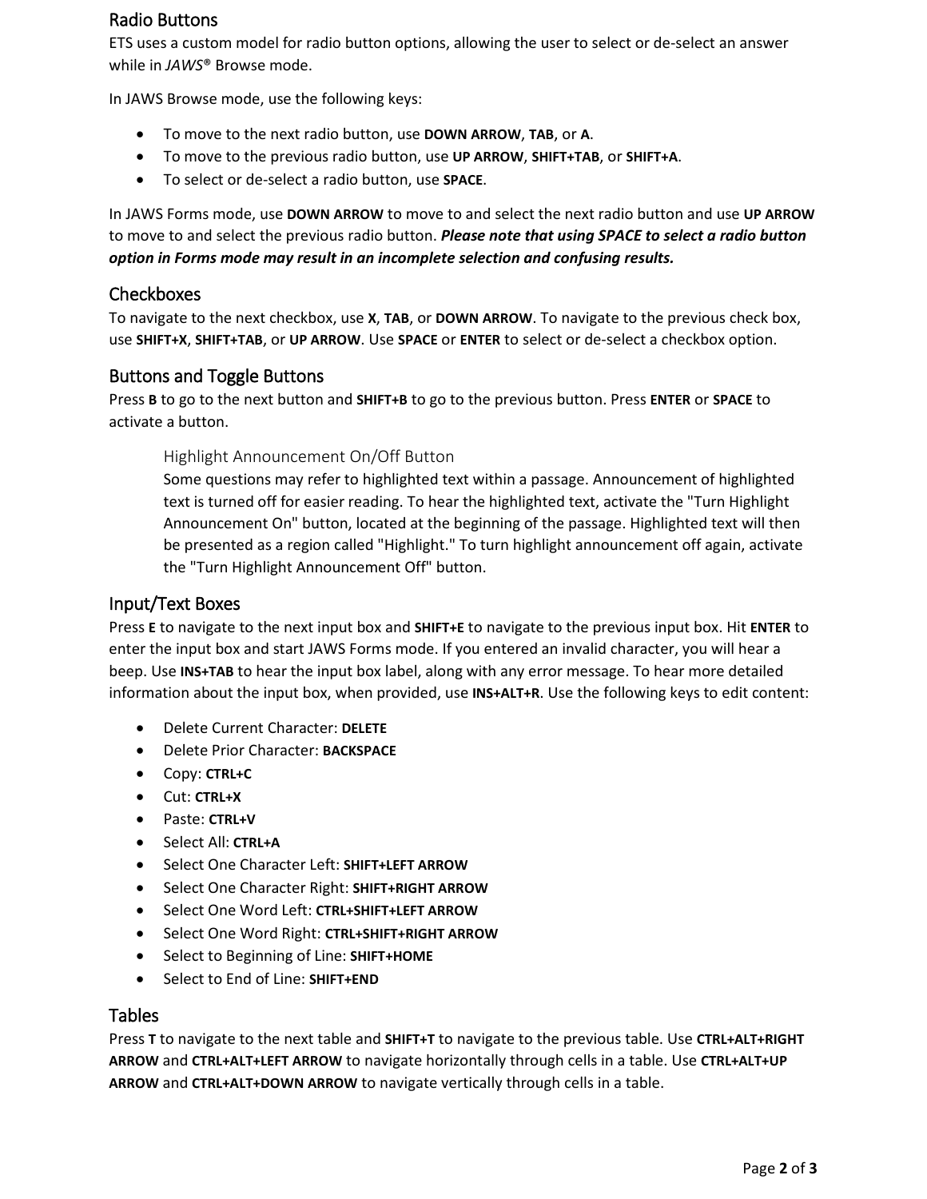## Radio Buttons

ETS uses a custom model for radio button options, allowing the user to select or de-select an answer while in *JAWS®* Browse mode.

In JAWS Browse mode, use the following keys:

- To move to the next radio button, use **DOWN ARROW**, **TAB**, or **A**.
- To move to the previous radio button, use **UP ARROW**, **SHIFT+TAB**, or **SHIFT+A**.
- To select or de-select a radio button, use **SPACE**.

In JAWS Forms mode, use **DOWN ARROW** to move to and select the next radio button and use **UP ARROW** to move to and select the previous radio button. ***Please note that using SPACE to select a radio button option in Forms mode may result in an incomplete selection and confusing results.***

## Checkboxes

To navigate to the next checkbox, use **X**, **TAB**, or **DOWN ARROW**. To navigate to the previous check box, use **SHIFT+X**, **SHIFT+TAB**, or **UP ARROW**. Use **SPACE** or **ENTER** to select or de-select a checkbox option.

## Buttons and Toggle Buttons

Press **B** to go to the next button and **SHIFT+B** to go to the previous button. Press **ENTER** or **SPACE** to activate a button.

### Highlight Announcement On/Off Button

Some questions may refer to highlighted text within a passage. Announcement of highlighted text is turned off for easier reading. To hear the highlighted text, activate the "Turn Highlight Announcement On" button, located at the beginning of the passage. Highlighted text will then be presented as a region called "Highlight." To turn highlight announcement off again, activate the "Turn Highlight Announcement Off" button.

## Input/Text Boxes

Press **E** to navigate to the next input box and **SHIFT+E** to navigate to the previous input box. Hit **ENTER** to enter the input box and start JAWS Forms mode. If you entered an invalid character, you will hear a beep. Use **INS+TAB** to hear the input box label, along with any error message. To hear more detailed information about the input box, when provided, use **INS+ALT+R**. Use the following keys to edit content:

- Delete Current Character: **DELETE**
- Delete Prior Character: **BACKSPACE**
- Copy: **CTRL+C**
- Cut: **CTRL+X**
- Paste: **CTRL+V**
- Select All: **CTRL+A**
- Select One Character Left: **SHIFT+LEFT ARROW**
- Select One Character Right: **SHIFT+RIGHT ARROW**
- Select One Word Left: **CTRL+SHIFT+LEFT ARROW**
- Select One Word Right: **CTRL+SHIFT+RIGHT ARROW**
- Select to Beginning of Line: **SHIFT+HOME**
- Select to End of Line: **SHIFT+END**

## Tables

Press **T** to navigate to the next table and **SHIFT+T** to navigate to the previous table. Use **CTRL+ALT+RIGHT ARROW** and **CTRL+ALT+LEFT ARROW** to navigate horizontally through cells in a table. Use **CTRL+ALT+UP ARROW** and **CTRL+ALT+DOWN ARROW** to navigate vertically through cells in a table.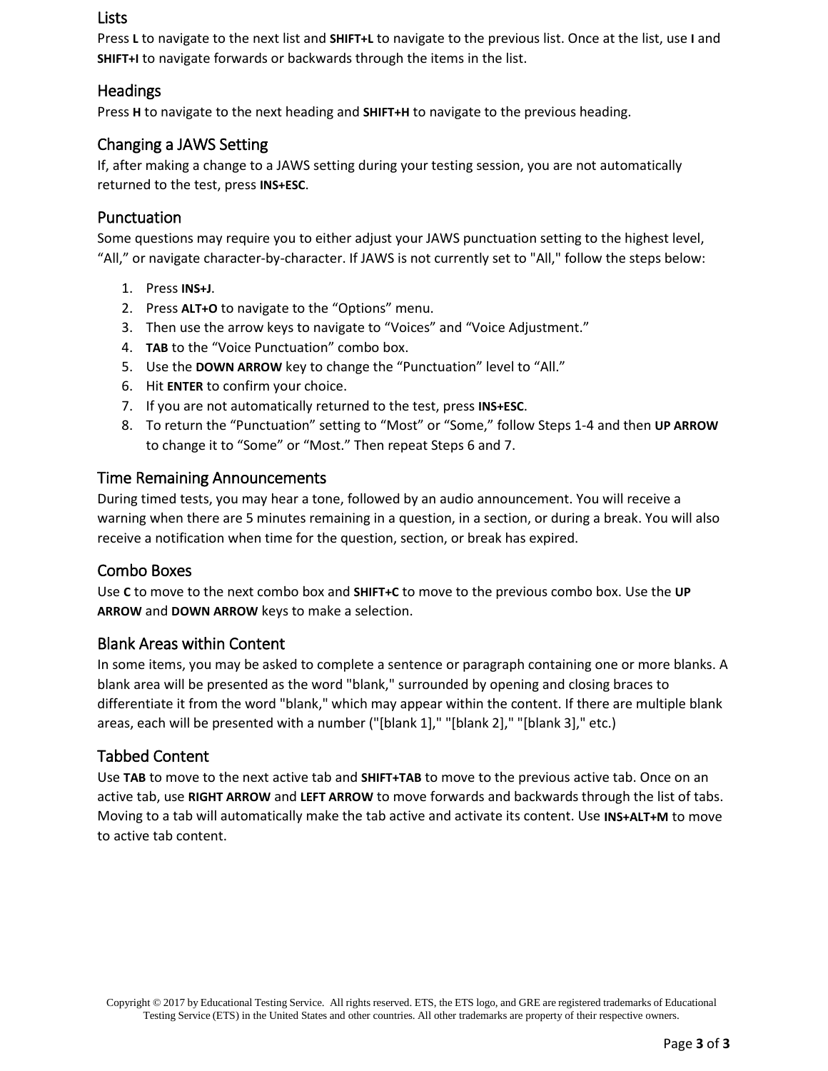## Lists

Press **L** to navigate to the next list and **SHIFT+L** to navigate to the previous list. Once at the list, use **I** and **SHIFT+I** to navigate forwards or backwards through the items in the list.

## Headings

Press **H** to navigate to the next heading and **SHIFT+H** to navigate to the previous heading.

## Changing a JAWS Setting

If, after making a change to a JAWS setting during your testing session, you are not automatically returned to the test, press **INS+ESC**.

## Punctuation

Some questions may require you to either adjust your JAWS punctuation setting to the highest level, “All,” or navigate character-by-character. If JAWS is not currently set to "All," follow the steps below:

1. Press **INS+J**.
2. Press **ALT+O** to navigate to the “Options” menu.
3. Then use the arrow keys to navigate to “Voices” and “Voice Adjustment.”
4. **TAB** to the “Voice Punctuation” combo box.
5. Use the **DOWN ARROW** key to change the “Punctuation” level to “All.”
6. Hit **ENTER** to confirm your choice.
7. If you are not automatically returned to the test, press **INS+ESC**.
8. To return the “Punctuation” setting to “Most” or “Some,” follow Steps 1-4 and then **UP ARROW** to change it to “Some” or “Most.” Then repeat Steps 6 and 7.

## Time Remaining Announcements

During timed tests, you may hear a tone, followed by an audio announcement. You will receive a warning when there are 5 minutes remaining in a question, in a section, or during a break. You will also receive a notification when time for the question, section, or break has expired.

## Combo Boxes

Use **C** to move to the next combo box and **SHIFT+C** to move to the previous combo box. Use the **UP ARROW** and **DOWN ARROW** keys to make a selection.

## Blank Areas within Content

In some items, you may be asked to complete a sentence or paragraph containing one or more blanks. A blank area will be presented as the word "blank," surrounded by opening and closing braces to differentiate it from the word "blank," which may appear within the content. If there are multiple blank areas, each will be presented with a number ("[blank 1]," "[blank 2]," "[blank 3]," etc.)

## Tabbed Content

Use **TAB** to move to the next active tab and **SHIFT+TAB** to move to the previous active tab. Once on an active tab, use **RIGHT ARROW** and **LEFT ARROW** to move forwards and backwards through the list of tabs. Moving to a tab will automatically make the tab active and activate its content. Use **INS+ALT+M** to move to active tab content.

Copyright © 2017 by Educational Testing Service. All rights reserved. ETS, the ETS logo, and GRE are registered trademarks of Educational Testing Service (ETS) in the United States and other countries. All other trademarks are property of their respective owners.